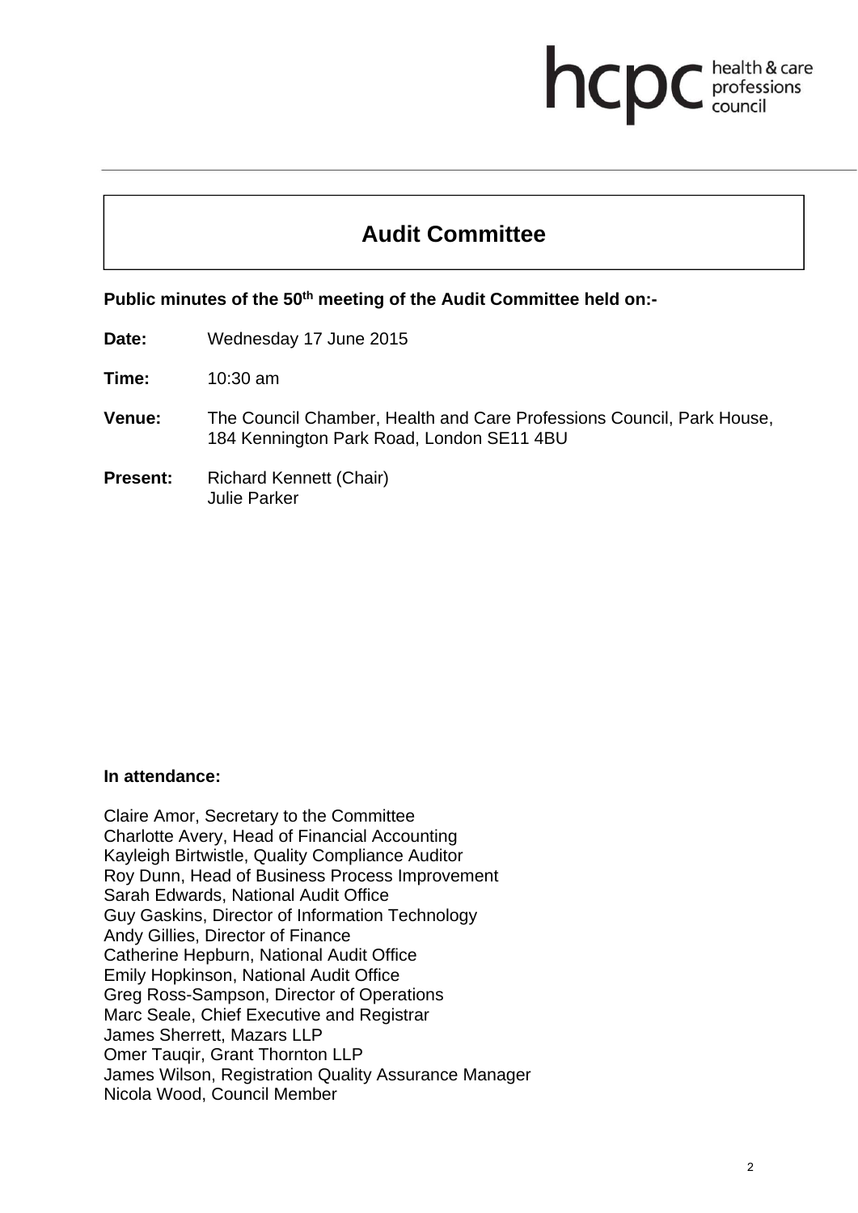hcpc health & care professions council

# Audit Committee

**Public minutes of the 50th meeting of the Audit Committee held on:-**

**Date:** Wednesday 17 June 2015

**Time:** 10:30 am

**Venue:** The Council Chamber, Health and Care Professions Council, Park House, 184 Kennington Park Road, London SE11 4BU

**Present:** Richard Kennett (Chair)
Julie Parker

**In attendance:**

Claire Amor, Secretary to the Committee
Charlotte Avery, Head of Financial Accounting
Kayleigh Birtwistle, Quality Compliance Auditor
Roy Dunn, Head of Business Process Improvement
Sarah Edwards, National Audit Office
Guy Gaskins, Director of Information Technology
Andy Gillies, Director of Finance
Catherine Hepburn, National Audit Office
Emily Hopkinson, National Audit Office
Greg Ross-Sampson, Director of Operations
Marc Seale, Chief Executive and Registrar
James Sherrett, Mazars LLP
Omer Tauqir, Grant Thornton LLP
James Wilson, Registration Quality Assurance Manager
Nicola Wood, Council Member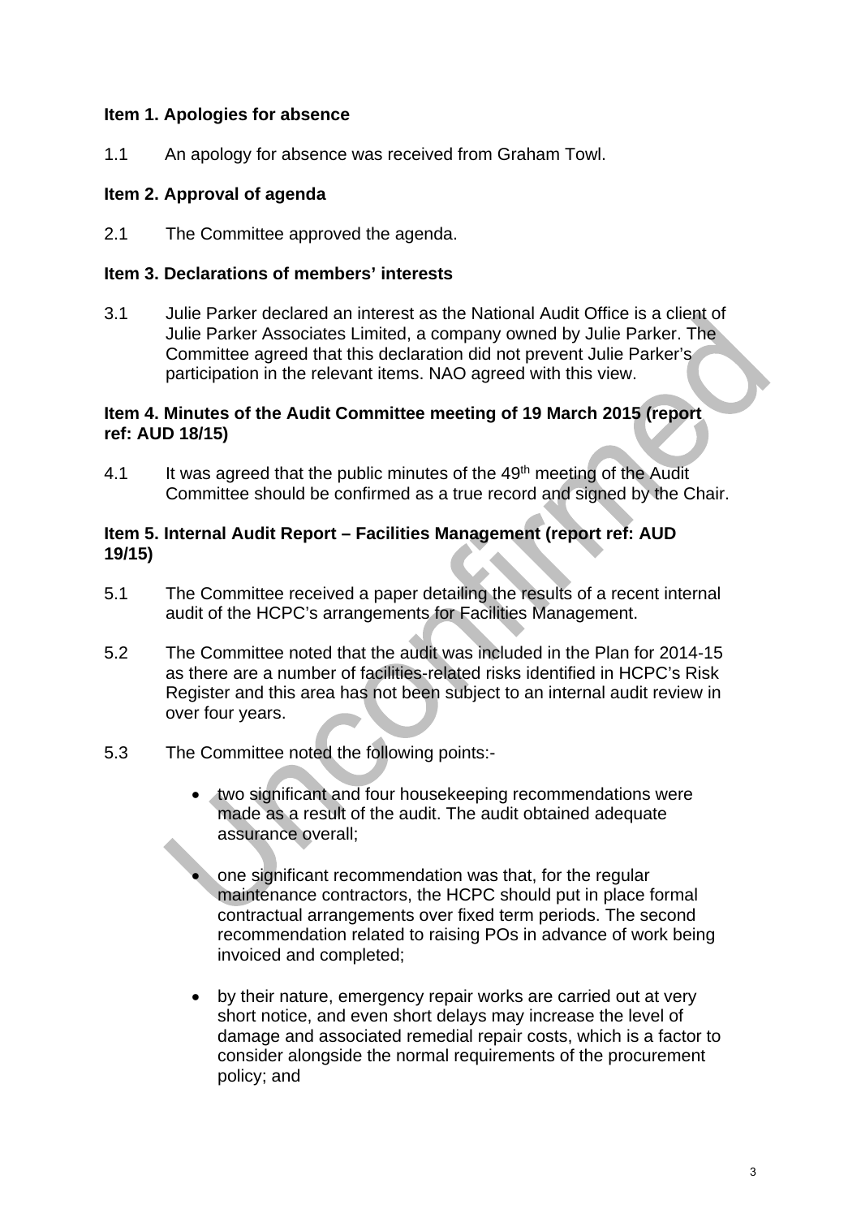**Item 1. Apologies for absence**

1.1 An apology for absence was received from Graham Towl.

**Item 2. Approval of agenda**

2.1 The Committee approved the agenda.

**Item 3. Declarations of members' interests**

3.1 Julie Parker declared an interest as the National Audit Office is a client of Julie Parker Associates Limited, a company owned by Julie Parker. The Committee agreed that this declaration did not prevent Julie Parker's participation in the relevant items. NAO agreed with this view.

**Item 4. Minutes of the Audit Committee meeting of 19 March 2015 (report ref: AUD 18/15)**

4.1 It was agreed that the public minutes of the 49th meeting of the Audit Committee should be confirmed as a true record and signed by the Chair.

**Item 5. Internal Audit Report – Facilities Management (report ref: AUD 19/15)**

5.1 The Committee received a paper detailing the results of a recent internal audit of the HCPC's arrangements for Facilities Management.

5.2 The Committee noted that the audit was included in the Plan for 2014-15 as there are a number of facilities-related risks identified in HCPC's Risk Register and this area has not been subject to an internal audit review in over four years.

5.3 The Committee noted the following points:-

- two significant and four housekeeping recommendations were made as a result of the audit. The audit obtained adequate assurance overall;
- one significant recommendation was that, for the regular maintenance contractors, the HCPC should put in place formal contractual arrangements over fixed term periods. The second recommendation related to raising POs in advance of work being invoiced and completed;
- by their nature, emergency repair works are carried out at very short notice, and even short delays may increase the level of damage and associated remedial repair costs, which is a factor to consider alongside the normal requirements of the procurement policy; and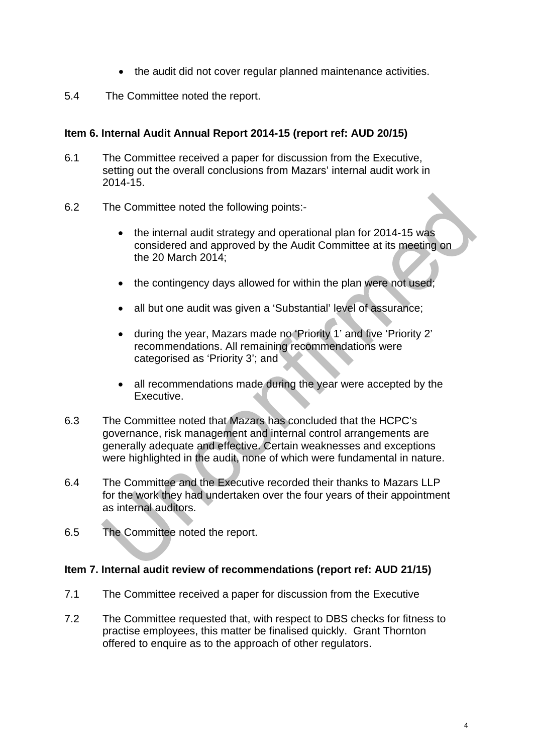- the audit did not cover regular planned maintenance activities.

5.4 The Committee noted the report.

**Item 6. Internal Audit Annual Report 2014-15 (report ref: AUD 20/15)**

6.1 The Committee received a paper for discussion from the Executive, setting out the overall conclusions from Mazars' internal audit work in 2014-15.

6.2 The Committee noted the following points:-

- the internal audit strategy and operational plan for 2014-15 was considered and approved by the Audit Committee at its meeting on the 20 March 2014;
- the contingency days allowed for within the plan were not used;
- all but one audit was given a 'Substantial' level of assurance;
- during the year, Mazars made no 'Priority 1' and five 'Priority 2' recommendations. All remaining recommendations were categorised as 'Priority 3'; and
- all recommendations made during the year were accepted by the Executive.

6.3 The Committee noted that Mazars has concluded that the HCPC's governance, risk management and internal control arrangements are generally adequate and effective. Certain weaknesses and exceptions were highlighted in the audit, none of which were fundamental in nature.

6.4 The Committee and the Executive recorded their thanks to Mazars LLP for the work they had undertaken over the four years of their appointment as internal auditors.

6.5 The Committee noted the report.

**Item 7. Internal audit review of recommendations (report ref: AUD 21/15)**

7.1 The Committee received a paper for discussion from the Executive

7.2 The Committee requested that, with respect to DBS checks for fitness to practise employees, this matter be finalised quickly. Grant Thornton offered to enquire as to the approach of other regulators.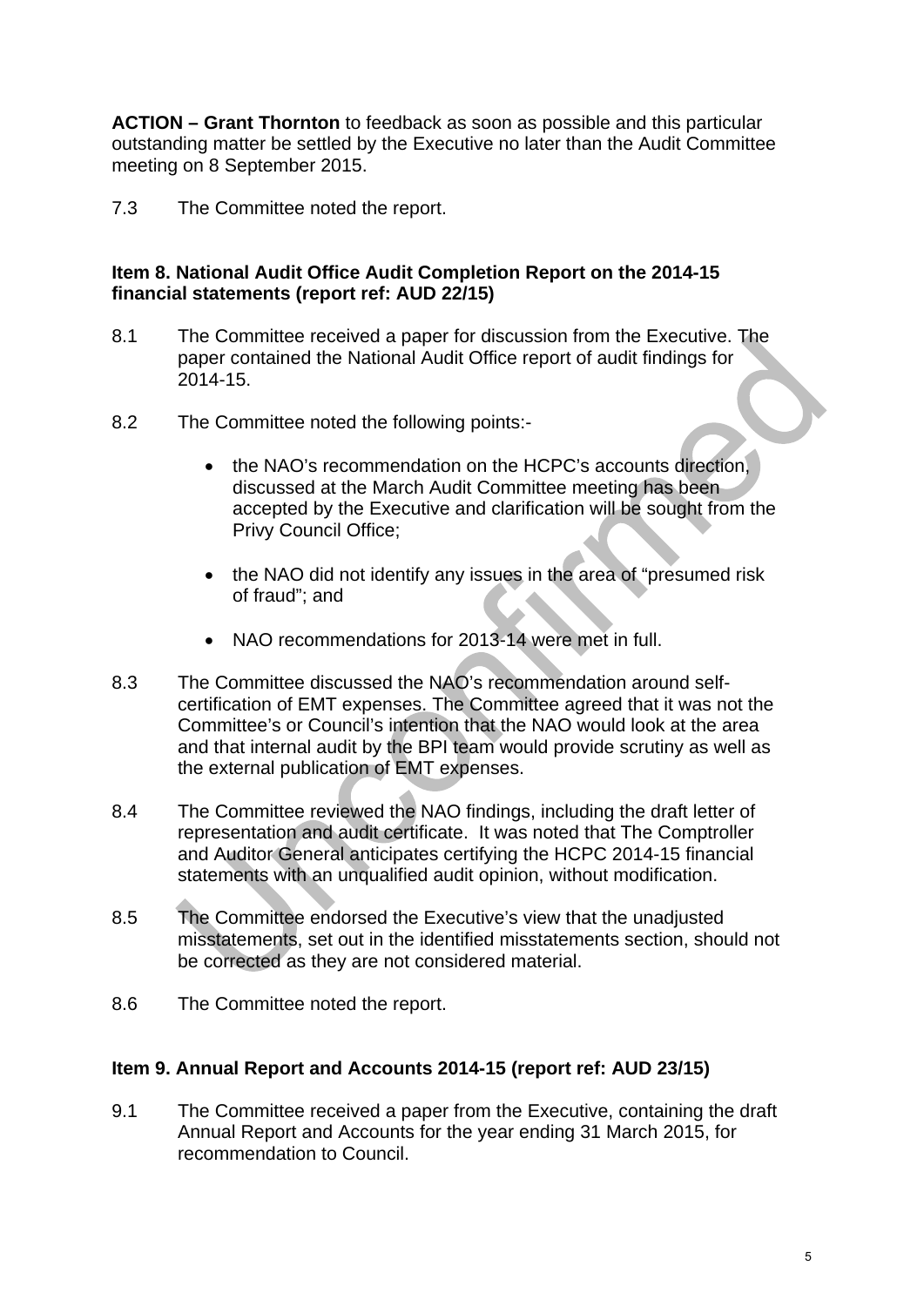**ACTION – Grant Thornton** to feedback as soon as possible and this particular outstanding matter be settled by the Executive no later than the Audit Committee meeting on 8 September 2015.

7.3 The Committee noted the report.

**Item 8. National Audit Office Audit Completion Report on the 2014-15 financial statements (report ref: AUD 22/15)**

8.1 The Committee received a paper for discussion from the Executive. The paper contained the National Audit Office report of audit findings for 2014-15.

8.2 The Committee noted the following points:-

- the NAO's recommendation on the HCPC's accounts direction, discussed at the March Audit Committee meeting has been accepted by the Executive and clarification will be sought from the Privy Council Office;
- the NAO did not identify any issues in the area of "presumed risk of fraud"; and
- NAO recommendations for 2013-14 were met in full.

8.3 The Committee discussed the NAO's recommendation around self-certification of EMT expenses. The Committee agreed that it was not the Committee's or Council's intention that the NAO would look at the area and that internal audit by the BPI team would provide scrutiny as well as the external publication of EMT expenses.

8.4 The Committee reviewed the NAO findings, including the draft letter of representation and audit certificate. It was noted that The Comptroller and Auditor General anticipates certifying the HCPC 2014-15 financial statements with an unqualified audit opinion, without modification.

8.5 The Committee endorsed the Executive's view that the unadjusted misstatements, set out in the identified misstatements section, should not be corrected as they are not considered material.

8.6 The Committee noted the report.

**Item 9. Annual Report and Accounts 2014-15 (report ref: AUD 23/15)**

9.1 The Committee received a paper from the Executive, containing the draft Annual Report and Accounts for the year ending 31 March 2015, for recommendation to Council.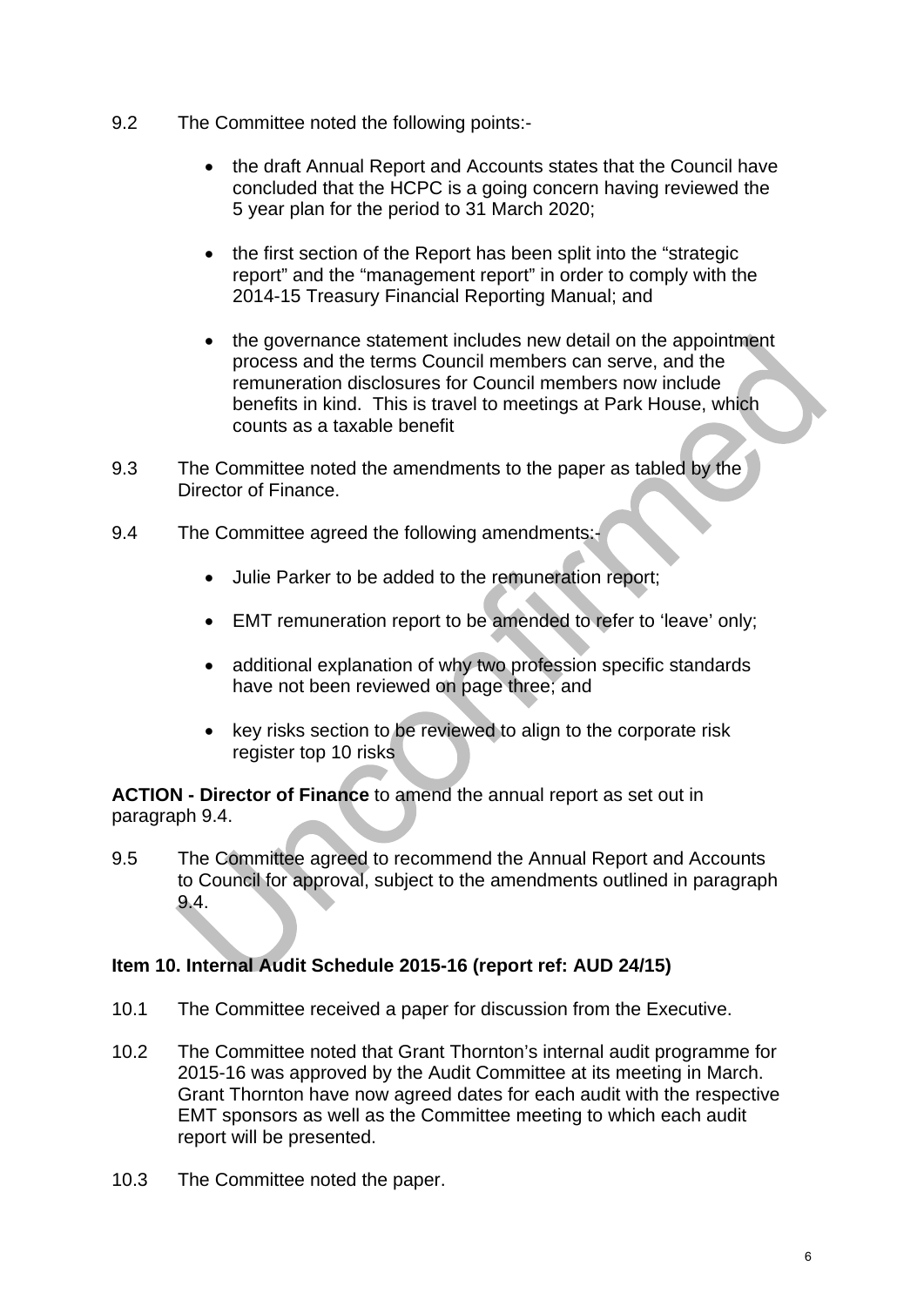9.2 The Committee noted the following points:-

- the draft Annual Report and Accounts states that the Council have concluded that the HCPC is a going concern having reviewed the 5 year plan for the period to 31 March 2020;
- the first section of the Report has been split into the "strategic report" and the "management report" in order to comply with the 2014-15 Treasury Financial Reporting Manual; and
- the governance statement includes new detail on the appointment process and the terms Council members can serve, and the remuneration disclosures for Council members now include benefits in kind. This is travel to meetings at Park House, which counts as a taxable benefit

9.3 The Committee noted the amendments to the paper as tabled by the Director of Finance.

9.4 The Committee agreed the following amendments:-

- Julie Parker to be added to the remuneration report;
- EMT remuneration report to be amended to refer to 'leave' only;
- additional explanation of why two profession specific standards have not been reviewed on page three; and
- key risks section to be reviewed to align to the corporate risk register top 10 risks

**ACTION - Director of Finance** to amend the annual report as set out in paragraph 9.4.

9.5 The Committee agreed to recommend the Annual Report and Accounts to Council for approval, subject to the amendments outlined in paragraph 9.4.

**Item 10. Internal Audit Schedule 2015-16 (report ref: AUD 24/15)**

10.1 The Committee received a paper for discussion from the Executive.

10.2 The Committee noted that Grant Thornton's internal audit programme for 2015-16 was approved by the Audit Committee at its meeting in March. Grant Thornton have now agreed dates for each audit with the respective EMT sponsors as well as the Committee meeting to which each audit report will be presented.

10.3 The Committee noted the paper.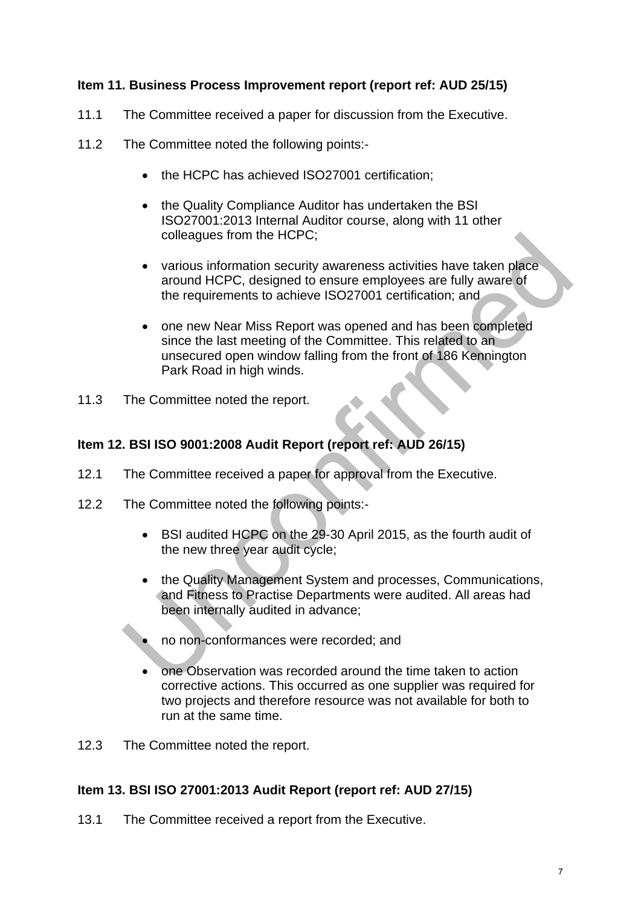**Item 11. Business Process Improvement report (report ref: AUD 25/15)**

11.1 The Committee received a paper for discussion from the Executive.

11.2 The Committee noted the following points:-

- the HCPC has achieved ISO27001 certification;
- the Quality Compliance Auditor has undertaken the BSI ISO27001:2013 Internal Auditor course, along with 11 other colleagues from the HCPC;
- various information security awareness activities have taken place around HCPC, designed to ensure employees are fully aware of the requirements to achieve ISO27001 certification; and
- one new Near Miss Report was opened and has been completed since the last meeting of the Committee. This related to an unsecured open window falling from the front of 186 Kennington Park Road in high winds.

11.3 The Committee noted the report.

**Item 12. BSI ISO 9001:2008 Audit Report (report ref: AUD 26/15)**

12.1 The Committee received a paper for approval from the Executive.

12.2 The Committee noted the following points:-

- BSI audited HCPC on the 29-30 April 2015, as the fourth audit of the new three year audit cycle;
- the Quality Management System and processes, Communications, and Fitness to Practise Departments were audited. All areas had been internally audited in advance;
- no non-conformances were recorded; and
- one Observation was recorded around the time taken to action corrective actions. This occurred as one supplier was required for two projects and therefore resource was not available for both to run at the same time.

12.3 The Committee noted the report.

**Item 13. BSI ISO 27001:2013 Audit Report (report ref: AUD 27/15)**

13.1 The Committee received a report from the Executive.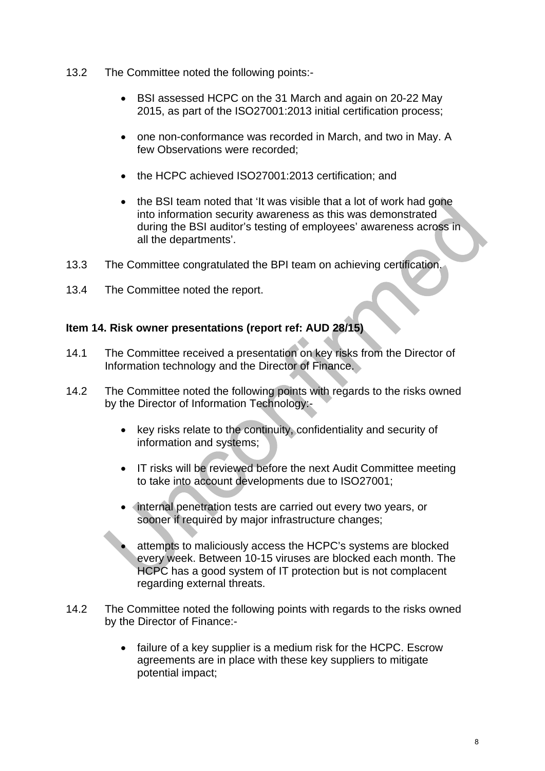13.2 The Committee noted the following points:-

- BSI assessed HCPC on the 31 March and again on 20-22 May 2015, as part of the ISO27001:2013 initial certification process;
- one non-conformance was recorded in March, and two in May. A few Observations were recorded;
- the HCPC achieved ISO27001:2013 certification; and
- the BSI team noted that 'It was visible that a lot of work had gone into information security awareness as this was demonstrated during the BSI auditor's testing of employees' awareness across in all the departments'.

13.3 The Committee congratulated the BPI team on achieving certification.

13.4 The Committee noted the report.

**Item 14. Risk owner presentations (report ref: AUD 28/15)**

14.1 The Committee received a presentation on key risks from the Director of Information technology and the Director of Finance.

14.2 The Committee noted the following points with regards to the risks owned by the Director of Information Technology:-

- key risks relate to the continuity, confidentiality and security of information and systems;
- IT risks will be reviewed before the next Audit Committee meeting to take into account developments due to ISO27001;
- internal penetration tests are carried out every two years, or sooner if required by major infrastructure changes;
- attempts to maliciously access the HCPC's systems are blocked every week. Between 10-15 viruses are blocked each month. The HCPC has a good system of IT protection but is not complacent regarding external threats.

14.2 The Committee noted the following points with regards to the risks owned by the Director of Finance:-

- failure of a key supplier is a medium risk for the HCPC. Escrow agreements are in place with these key suppliers to mitigate potential impact;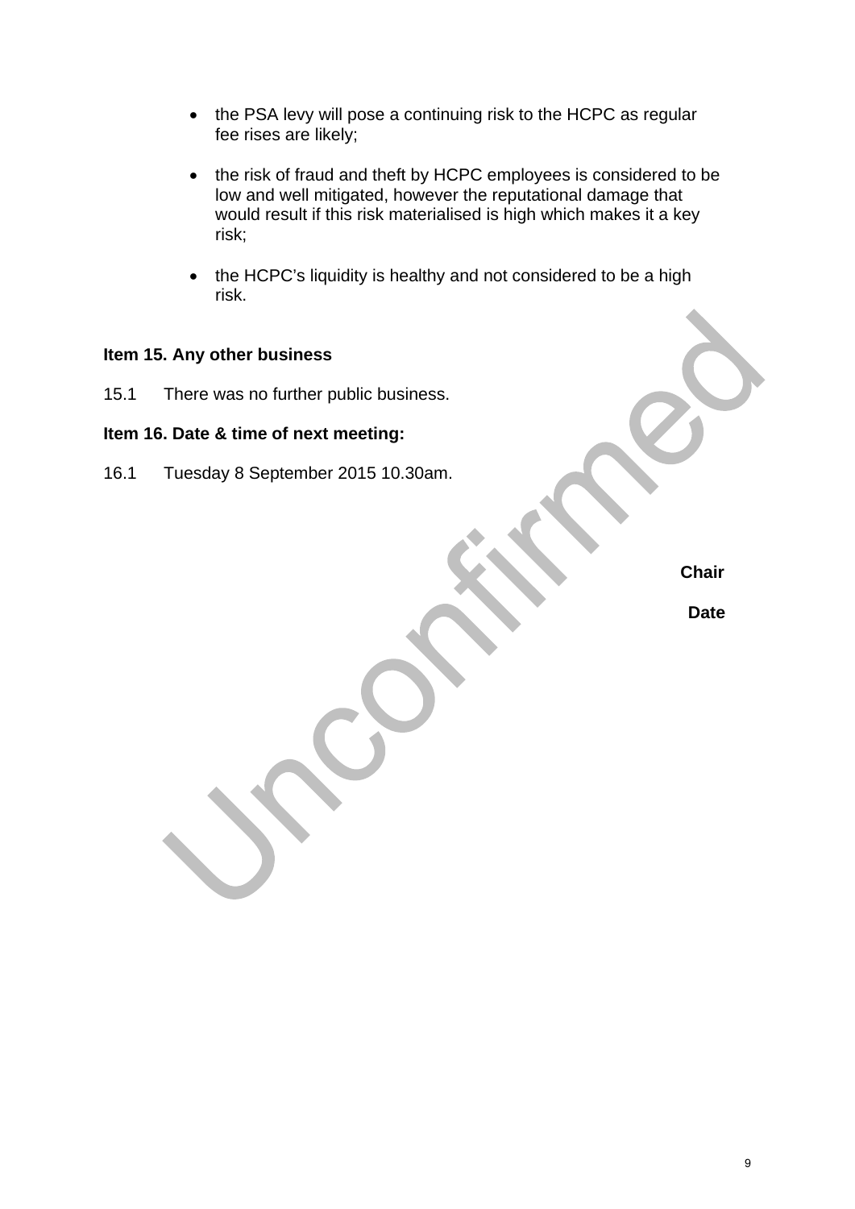- the PSA levy will pose a continuing risk to the HCPC as regular fee rises are likely;
- the risk of fraud and theft by HCPC employees is considered to be low and well mitigated, however the reputational damage that would result if this risk materialised is high which makes it a key risk;
- the HCPC's liquidity is healthy and not considered to be a high risk.

**Item 15. Any other business**

15.1 There was no further public business.

**Item 16. Date & time of next meeting:**

16.1 Tuesday 8 September 2015 10.30am.

Unconfirmed

**Chair**

**Date**